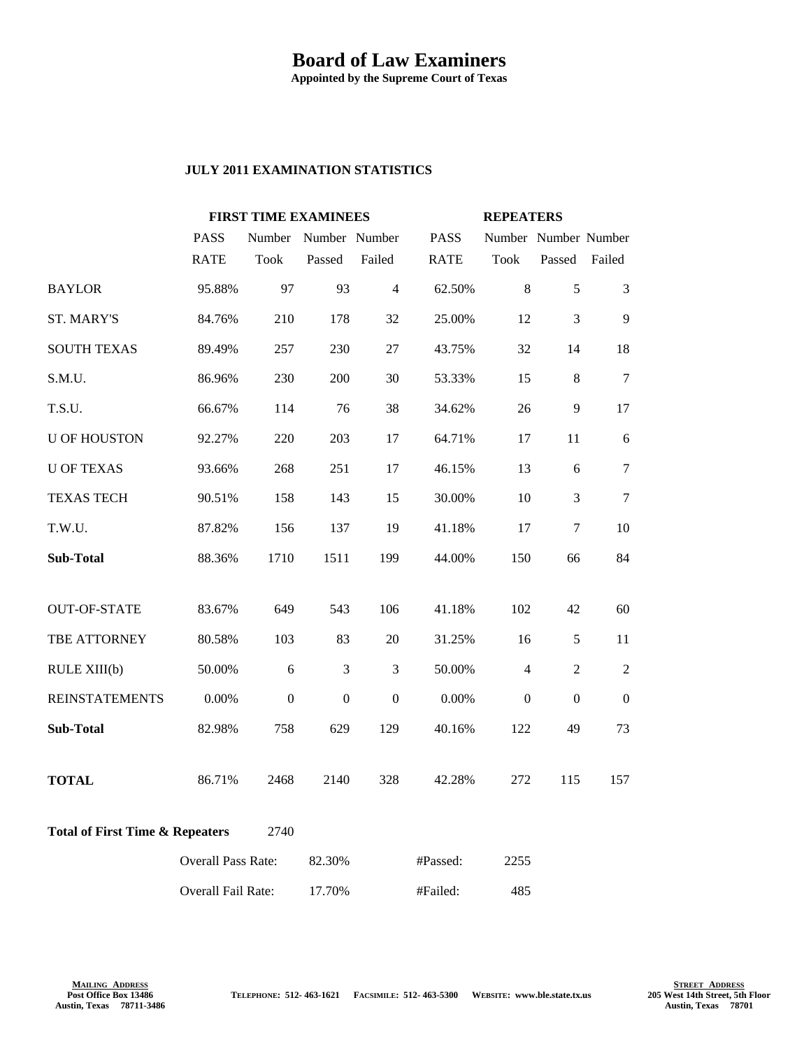# Board of Law Examiners

**Appointed by the Supreme Court of Texas**

**JULY 2011 EXAMINATION STATISTICS**

| | **FIRST TIME EXAMINEES** | | | | **REPEATERS** | | | |
|---|---|---|---|---|---|---|---|---|
| | PASS RATE | Number Took | Number Passed | Number Failed | PASS RATE | Number Took | Number Passed | Number Failed |
| BAYLOR | 95.88% | 97 | 93 | 4 | 62.50% | 8 | 5 | 3 |
| ST. MARY'S | 84.76% | 210 | 178 | 32 | 25.00% | 12 | 3 | 9 |
| SOUTH TEXAS | 89.49% | 257 | 230 | 27 | 43.75% | 32 | 14 | 18 |
| S.M.U. | 86.96% | 230 | 200 | 30 | 53.33% | 15 | 8 | 7 |
| T.S.U. | 66.67% | 114 | 76 | 38 | 34.62% | 26 | 9 | 17 |
| U OF HOUSTON | 92.27% | 220 | 203 | 17 | 64.71% | 17 | 11 | 6 |
| U OF TEXAS | 93.66% | 268 | 251 | 17 | 46.15% | 13 | 6 | 7 |
| TEXAS TECH | 90.51% | 158 | 143 | 15 | 30.00% | 10 | 3 | 7 |
| T.W.U. | 87.82% | 156 | 137 | 19 | 41.18% | 17 | 7 | 10 |
| **Sub-Total** | 88.36% | 1710 | 1511 | 199 | 44.00% | 150 | 66 | 84 |
| OUT-OF-STATE | 83.67% | 649 | 543 | 106 | 41.18% | 102 | 42 | 60 |
| TBE ATTORNEY | 80.58% | 103 | 83 | 20 | 31.25% | 16 | 5 | 11 |
| RULE XIII(b) | 50.00% | 6 | 3 | 3 | 50.00% | 4 | 2 | 2 |
| REINSTATEMENTS | 0.00% | 0 | 0 | 0 | 0.00% | 0 | 0 | 0 |
| **Sub-Total** | 82.98% | 758 | 629 | 129 | 40.16% | 122 | 49 | 73 |
| **TOTAL** | 86.71% | 2468 | 2140 | 328 | 42.28% | 272 | 115 | 157 |

**Total of First Time & Repeaters** 2740

| | | | |
|---|---|---|---|
| Overall Pass Rate: | 82.30% | #Passed: | 2255 |
| Overall Fail Rate: | 17.70% | #Failed: | 485 |

**MAILING ADDRESS**
Post Office Box 13486
Austin, Texas 78711-3486

TELEPHONE: 512- 463-1621 FACSIMILE: 512- 463-5300 WEBSITE: www.ble.state.tx.us

**STREET ADDRESS**
205 West 14th Street, 5th Floor
Austin, Texas 78701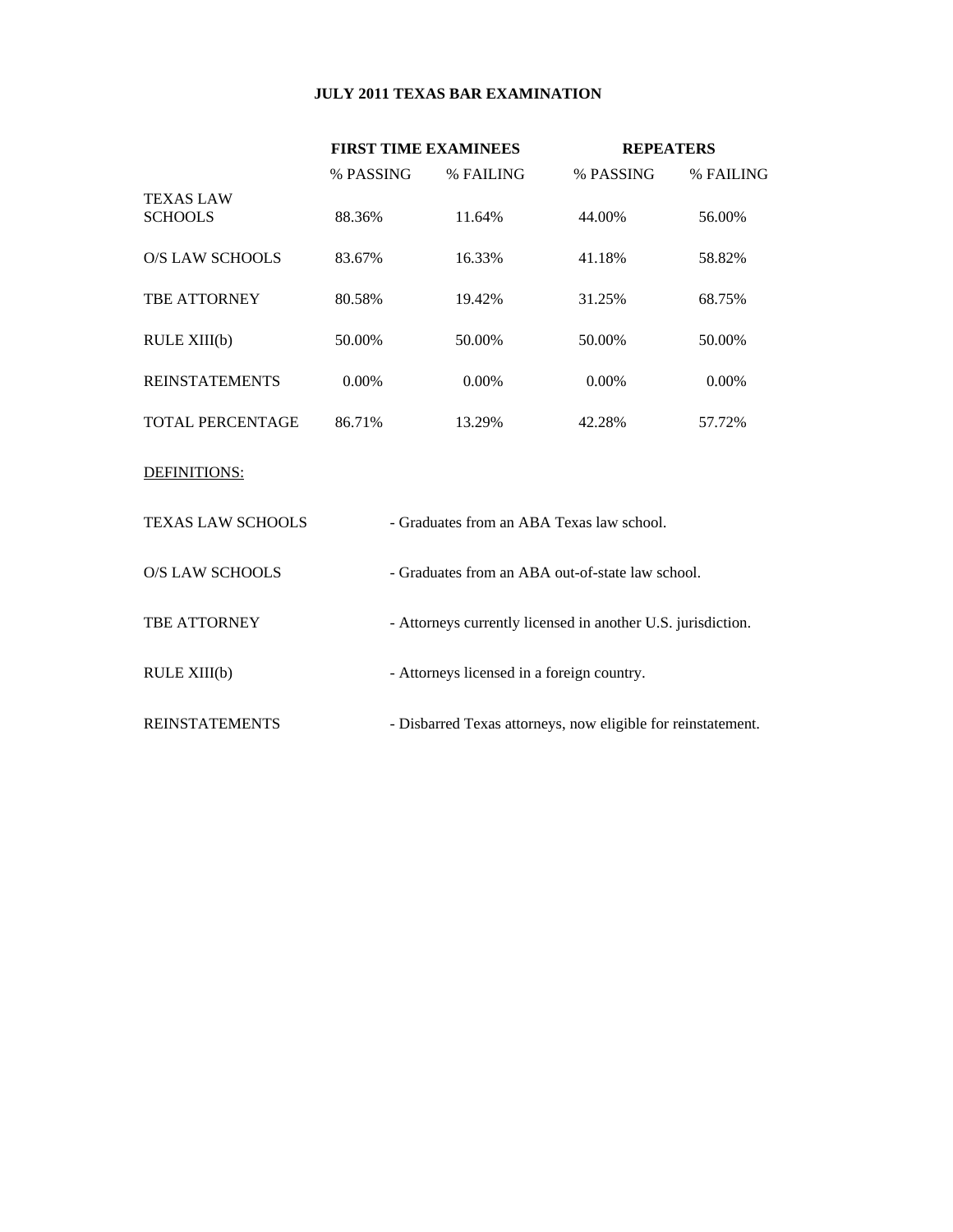# JULY 2011 TEXAS BAR EXAMINATION

| | **FIRST TIME EXAMINEES** | | **REPEATERS** | |
|---|---|---|---|---|
| | % PASSING | % FAILING | % PASSING | % FAILING |
| TEXAS LAW SCHOOLS | 88.36% | 11.64% | 44.00% | 56.00% |
| O/S LAW SCHOOLS | 83.67% | 16.33% | 41.18% | 58.82% |
| TBE ATTORNEY | 80.58% | 19.42% | 31.25% | 68.75% |
| RULE XIII(b) | 50.00% | 50.00% | 50.00% | 50.00% |
| REINSTATEMENTS | 0.00% | 0.00% | 0.00% | 0.00% |
| TOTAL PERCENTAGE | 86.71% | 13.29% | 42.28% | 57.72% |

DEFINITIONS:

| | |
|---|---|
| TEXAS LAW SCHOOLS | - Graduates from an ABA Texas law school. |
| O/S LAW SCHOOLS | - Graduates from an ABA out-of-state law school. |
| TBE ATTORNEY | - Attorneys currently licensed in another U.S. jurisdiction. |
| RULE XIII(b) | - Attorneys licensed in a foreign country. |
| REINSTATEMENTS | - Disbarred Texas attorneys, now eligible for reinstatement. |